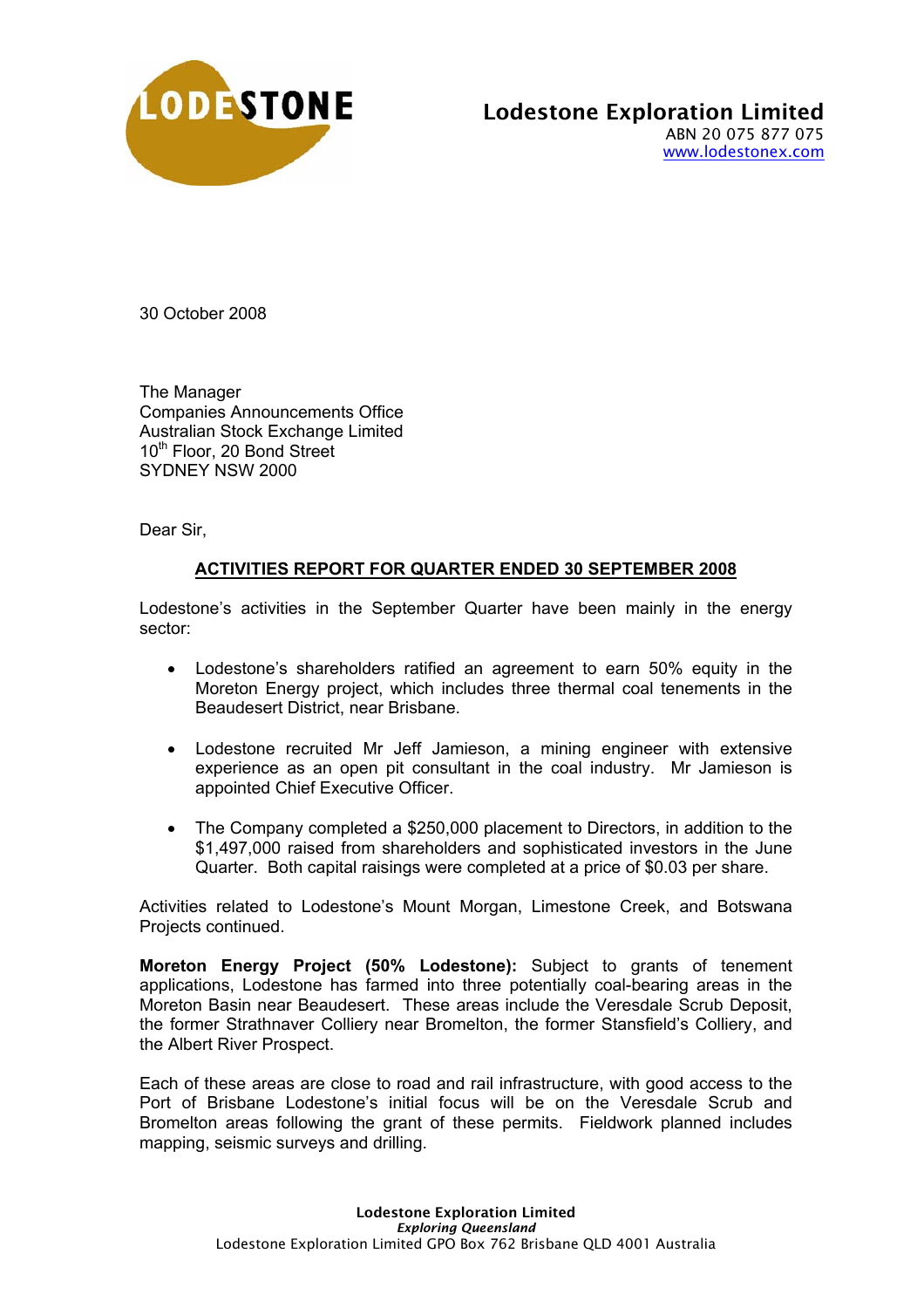**Lodestone Exploration Limited**
ABN 20 075 877 075
www.lodestonex.com

30 October 2008

The Manager
Companies Announcements Office
Australian Stock Exchange Limited
10th Floor, 20 Bond Street
SYDNEY NSW 2000

Dear Sir,

## ACTIVITIES REPORT FOR QUARTER ENDED 30 SEPTEMBER 2008

Lodestone's activities in the September Quarter have been mainly in the energy sector:

- Lodestone's shareholders ratified an agreement to earn 50% equity in the Moreton Energy project, which includes three thermal coal tenements in the Beaudesert District, near Brisbane.
- Lodestone recruited Mr Jeff Jamieson, a mining engineer with extensive experience as an open pit consultant in the coal industry. Mr Jamieson is appointed Chief Executive Officer.
- The Company completed a $250,000 placement to Directors, in addition to the $1,497,000 raised from shareholders and sophisticated investors in the June Quarter. Both capital raisings were completed at a price of $0.03 per share.

Activities related to Lodestone's Mount Morgan, Limestone Creek, and Botswana Projects continued.

**Moreton Energy Project (50% Lodestone):** Subject to grants of tenement applications, Lodestone has farmed into three potentially coal-bearing areas in the Moreton Basin near Beaudesert. These areas include the Veresdale Scrub Deposit, the former Strathnaver Colliery near Bromelton, the former Stansfield's Colliery, and the Albert River Prospect.

Each of these areas are close to road and rail infrastructure, with good access to the Port of Brisbane Lodestone's initial focus will be on the Veresdale Scrub and Bromelton areas following the grant of these permits. Fieldwork planned includes mapping, seismic surveys and drilling.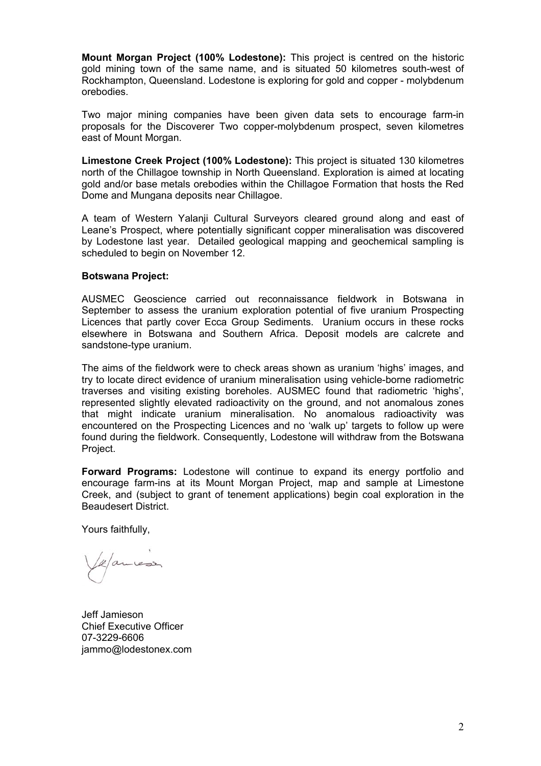**Mount Morgan Project (100% Lodestone):** This project is centred on the historic gold mining town of the same name, and is situated 50 kilometres south-west of Rockhampton, Queensland. Lodestone is exploring for gold and copper - molybdenum orebodies.

Two major mining companies have been given data sets to encourage farm-in proposals for the Discoverer Two copper-molybdenum prospect, seven kilometres east of Mount Morgan.

**Limestone Creek Project (100% Lodestone):** This project is situated 130 kilometres north of the Chillagoe township in North Queensland. Exploration is aimed at locating gold and/or base metals orebodies within the Chillagoe Formation that hosts the Red Dome and Mungana deposits near Chillagoe.

A team of Western Yalanji Cultural Surveyors cleared ground along and east of Leane's Prospect, where potentially significant copper mineralisation was discovered by Lodestone last year. Detailed geological mapping and geochemical sampling is scheduled to begin on November 12.

**Botswana Project:**

AUSMEC Geoscience carried out reconnaissance fieldwork in Botswana in September to assess the uranium exploration potential of five uranium Prospecting Licences that partly cover Ecca Group Sediments. Uranium occurs in these rocks elsewhere in Botswana and Southern Africa. Deposit models are calcrete and sandstone-type uranium.

The aims of the fieldwork were to check areas shown as uranium 'highs' images, and try to locate direct evidence of uranium mineralisation using vehicle-borne radiometric traverses and visiting existing boreholes. AUSMEC found that radiometric 'highs', represented slightly elevated radioactivity on the ground, and not anomalous zones that might indicate uranium mineralisation. No anomalous radioactivity was encountered on the Prospecting Licences and no 'walk up' targets to follow up were found during the fieldwork. Consequently, Lodestone will withdraw from the Botswana Project.

**Forward Programs:** Lodestone will continue to expand its energy portfolio and encourage farm-ins at its Mount Morgan Project, map and sample at Limestone Creek, and (subject to grant of tenement applications) begin coal exploration in the Beaudesert District.

Yours faithfully,

Jeff Jamieson
Chief Executive Officer
07-3229-6606
jammo@lodestonex.com